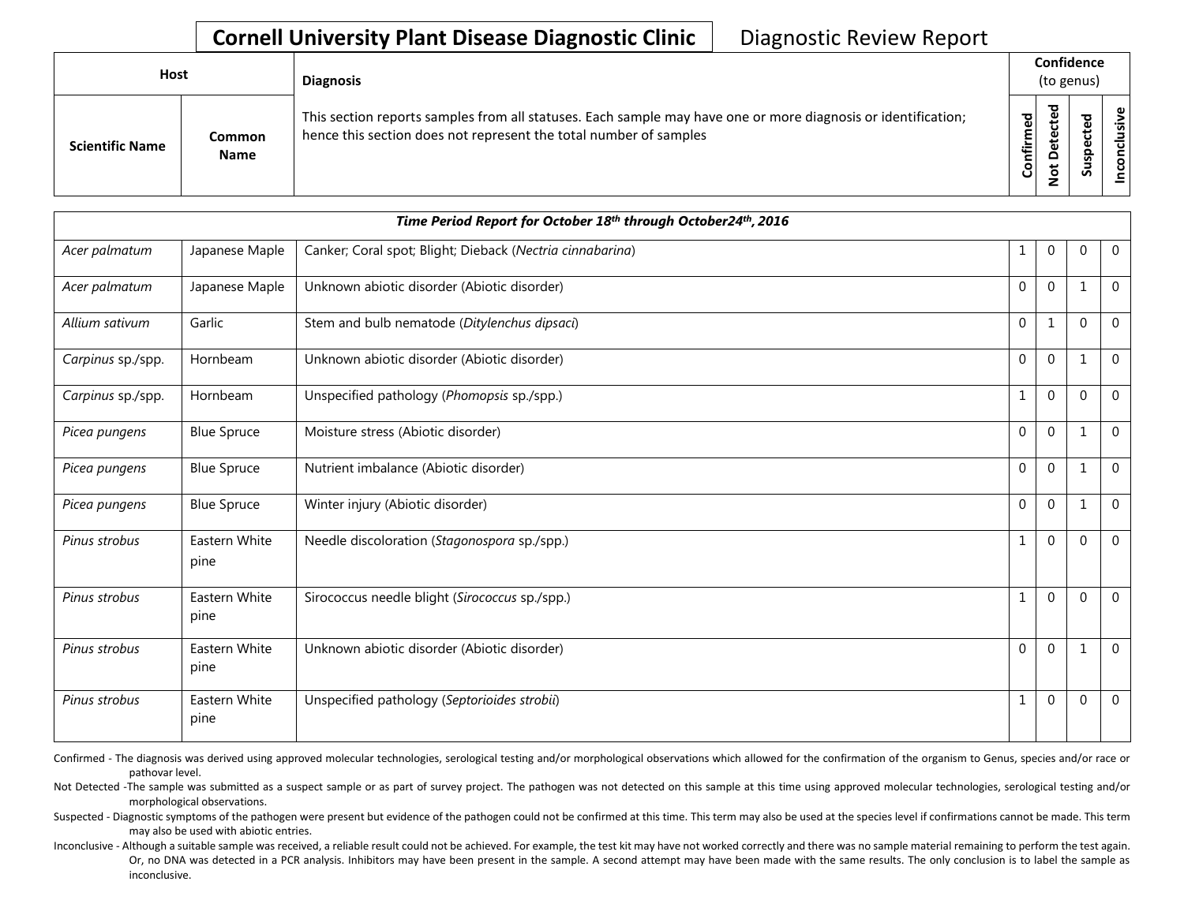# Cornell University Plant Disease Diagnostic Clinic

Diagnostic Review Report

| Host | | Diagnosis | Confidence (to genus) | | | |
|---|---|---|---|---|---|---|
| Scientific Name | Common Name | This section reports samples from all statuses. Each sample may have one or more diagnosis or identification; hence this section does not represent the total number of samples | Confirmed | Not Detected | Suspected | Inconclusive |
| ***Time Period Report for October 18th through October24th, 2016*** | | | | | | |
| *Acer palmatum* | Japanese Maple | Canker; Coral spot; Blight; Dieback (*Nectria cinnabarina*) | 1 | 0 | 0 | 0 |
| *Acer palmatum* | Japanese Maple | Unknown abiotic disorder (Abiotic disorder) | 0 | 0 | 1 | 0 |
| *Allium sativum* | Garlic | Stem and bulb nematode (*Ditylenchus dipsaci*) | 0 | 1 | 0 | 0 |
| *Carpinus* sp./spp. | Hornbeam | Unknown abiotic disorder (Abiotic disorder) | 0 | 0 | 1 | 0 |
| *Carpinus* sp./spp. | Hornbeam | Unspecified pathology (*Phomopsis* sp./spp.) | 1 | 0 | 0 | 0 |
| *Picea pungens* | Blue Spruce | Moisture stress (Abiotic disorder) | 0 | 0 | 1 | 0 |
| *Picea pungens* | Blue Spruce | Nutrient imbalance (Abiotic disorder) | 0 | 0 | 1 | 0 |
| *Picea pungens* | Blue Spruce | Winter injury (Abiotic disorder) | 0 | 0 | 1 | 0 |
| *Pinus strobus* | Eastern White pine | Needle discoloration (*Stagonospora* sp./spp.) | 1 | 0 | 0 | 0 |
| *Pinus strobus* | Eastern White pine | Sirococcus needle blight (*Sirococcus* sp./spp.) | 1 | 0 | 0 | 0 |
| *Pinus strobus* | Eastern White pine | Unknown abiotic disorder (Abiotic disorder) | 0 | 0 | 1 | 0 |
| *Pinus strobus* | Eastern White pine | Unspecified pathology (*Septorioides strobi*) | 1 | 0 | 0 | 0 |

Confirmed - The diagnosis was derived using approved molecular technologies, serological testing and/or morphological observations which allowed for the confirmation of the organism to Genus, species and/or race or pathovar level.

Not Detected -The sample was submitted as a suspect sample or as part of survey project. The pathogen was not detected on this sample at this time using approved molecular technologies, serological testing and/or morphological observations.

Suspected - Diagnostic symptoms of the pathogen were present but evidence of the pathogen could not be confirmed at this time. This term may also be used at the species level if confirmations cannot be made. This term may also be used with abiotic entries.

Inconclusive - Although a suitable sample was received, a reliable result could not be achieved. For example, the test kit may have not worked correctly and there was no sample material remaining to perform the test again. Or, no DNA was detected in a PCR analysis. Inhibitors may have been present in the sample. A second attempt may have been made with the same results. The only conclusion is to label the sample as inconclusive.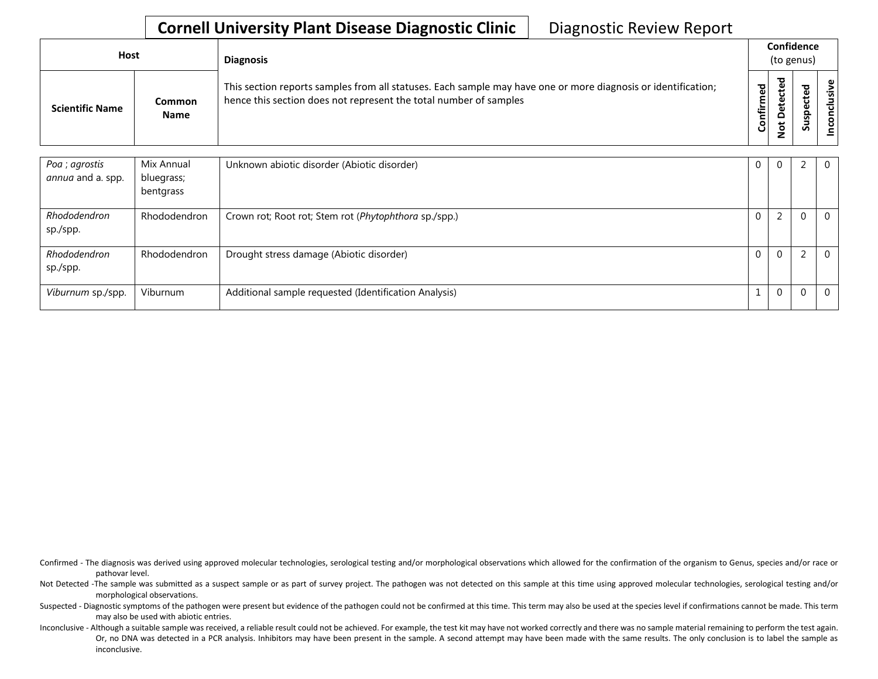**Cornell University Plant Disease Diagnostic Clinic** Diagnostic Review Report

| Host | | Diagnosis | Confidence (to genus) | | | |
|---|---|---|---|---|---|---|
| Scientific Name | Common Name | This section reports samples from all statuses. Each sample may have one or more diagnosis or identification; hence this section does not represent the total number of samples | Confirmed | Not Detected | Suspected | Inconclusive |
| *Poa* ; *agrostis annua* and a. spp. | Mix Annual bluegrass; bentgrass | Unknown abiotic disorder (Abiotic disorder) | 0 | 0 | 2 | 0 |
| *Rhododendron* sp./spp. | Rhododendron | Crown rot; Root rot; Stem rot (*Phytophthora* sp./spp.) | 0 | 2 | 0 | 0 |
| *Rhododendron* sp./spp. | Rhododendron | Drought stress damage (Abiotic disorder) | 0 | 0 | 2 | 0 |
| *Viburnum* sp./spp. | Viburnum | Additional sample requested (Identification Analysis) | 1 | 0 | 0 | 0 |

Confirmed - The diagnosis was derived using approved molecular technologies, serological testing and/or morphological observations which allowed for the confirmation of the organism to Genus, species and/or race or pathovar level.

Not Detected -The sample was submitted as a suspect sample or as part of survey project. The pathogen was not detected on this sample at this time using approved molecular technologies, serological testing and/or morphological observations.

Suspected - Diagnostic symptoms of the pathogen were present but evidence of the pathogen could not be confirmed at this time. This term may also be used at the species level if confirmations cannot be made. This term may also be used with abiotic entries.

Inconclusive - Although a suitable sample was received, a reliable result could not be achieved. For example, the test kit may have not worked correctly and there was no sample material remaining to perform the test again. Or, no DNA was detected in a PCR analysis. Inhibitors may have been present in the sample. A second attempt may have been made with the same results. The only conclusion is to label the sample as inconclusive.